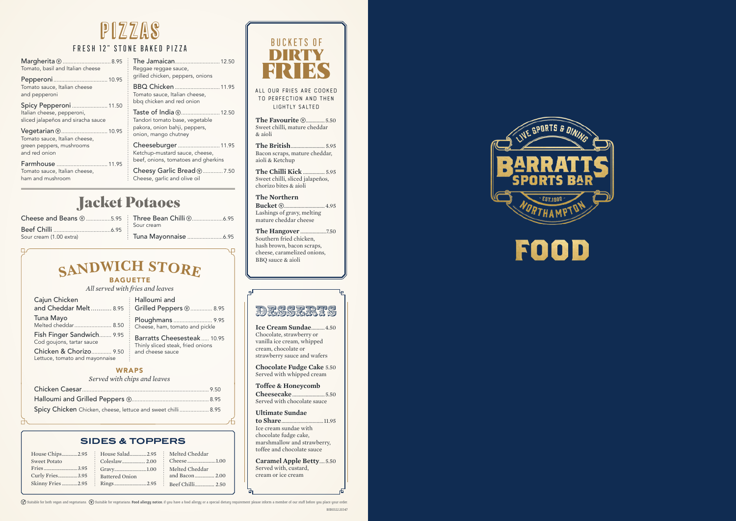# PIZZAS

## FRESH 12" STONE BAKED PIZZA

**Margherita** Ⓥ ........ 8.95
Tomato, basil and Italian cheese

**Pepperoni** ........ 10.95
Tomato sauce, Italian cheese and pepperoni

**Spicy Pepperoni** ........ 11.50
Italian cheese, pepperoni, sliced jalapeños and siracha sauce

**Vegetarian** Ⓥ ........ 10.95
Tomato sauce, Italian cheese, green peppers, mushrooms and red onion

**Farmhouse** ........ 11.95
Tomato sauce, Italian cheese, ham and mushroom

**The Jamaican** ........ 12.50
Reggae reggae sauce, grilled chicken, peppers, onions

**BBQ Chicken** ........ 11.95
Tomato sauce, Italian cheese, bbq chicken and red onion

**Taste of India** Ⓥ ........ 12.50
Tandori tomato base, vegetable pakora, onion bahji, peppers, onion, mango chutney

**Cheeseburger** ........ 11.95
Ketchup-mustard sauce, cheese, beef, onions, tomatoes and gherkins

**Cheesy Garlic Bread** Ⓥ ........ 7.50
Cheese, garlic and olive oil

# Jacket Potaoes

**Cheese and Beans** Ⓥ ........ 5.95

**Beef Chilli** ........ 6.95
Sour cream (1.00 extra)

**Three Bean Chilli** Ⓥ ........ 6.95
Sour cream

**Tuna Mayonnaise** ........ 6.95

# SANDWICH STORE

## BAGUETTE

*All served with fries and leaves*

**Cajun Chicken and Cheddar Melt** ........ 8.95

**Tuna Mayo** ........ 8.50
Melted cheddar

**Fish Finger Sandwich** ........ 9.95
Cod goujons, tartar sauce

**Chicken & Chorizo** ........ 9.50
Lettuce, tomato and mayonnaise

**Halloumi and Grilled Peppers** Ⓥ ........ 8.95

**Ploughmans** ........ 9.95
Cheese, ham, tomato and pickle

**Barratts Cheesesteak** ........ 10.95
Thinly sliced steak, fried onions and cheese sauce

## WRAPS

*Served with chips and leaves*

**Chicken Caesar** ........ 9.50

**Halloumi and Grilled Peppers** Ⓥ ........ 8.95

**Spicy Chicken** Chicken, cheese, lettuce and sweet chilli ........ 8.95

# SIDES & TOPPERS

House Chips ........ 2.95
Sweet Potato Fries ........ 3.95
Curly Fries ........ 3.95
Skinny Fries ........ 2.95
House Salad ........ 2.95
Coleslaw ........ 2.00
Gravy ........ 1.00
Battered Onion Rings ........ 2.95
Melted Cheddar Cheese ........ 1.00
Melted Cheddar and Bacon ........ 2.00
Beef Chilli ........ 2.50

# BUCKETS OF DIRTY FRIES

ALL OUR FRIES ARE COOKED TO PERFECTION AND THEN LIGHTLY SALTED

**The Favourite** Ⓥ ........ 5.50
Sweet chilli, mature cheddar & aioli

**The British** ........ 5.95
Bacon scraps, mature cheddar, aioli & Ketchup

**The Chilli Kick** ........ 5.95
Sweet chilli, sliced jalapeños, chorizo bites & aioli

**The Northern Bucket** Ⓥ ........ 4.95
Lashings of gravy, melting mature cheddar cheese

**The Hangover** ........ 7.50
Southern fried chicken, hash brown, bacon scraps, cheese, caramelized onions, BBQ sauce & aioli

# DESSERTS

**Ice Cream Sundae** ........ 4.50
Chocolate, strawberry or vanilla ice cream, whipped cream, chocolate or strawberry sauce and wafers

**Chocolate Fudge Cake** 5.50
Served with whipped cream

**Toffee & Honeycomb Cheesecake** ........ 5.50
Served with chocolate sauce

**Ultimate Sundae to Share** ........ 11.95
Ice cream sundae with chocolate fudge cake, marshmallow and strawberry, toffee and chocolate sauce

**Caramel Apple Betty** ........ 5.50
Served with, custard, cream or ice cream

Ⓥ Suitable for both vegan and vegetarians. Ⓥ Suitable for vegetarians. **Food allergy notice**: if you have a food allergy or a special dietary requirement please inform a member of our staff before you place your order.

BSB0322 20347

LIVE SPORTS & DINING
BARRATTS SPORTS BAR
EST.1980
NORTHAMPTON

# FOOD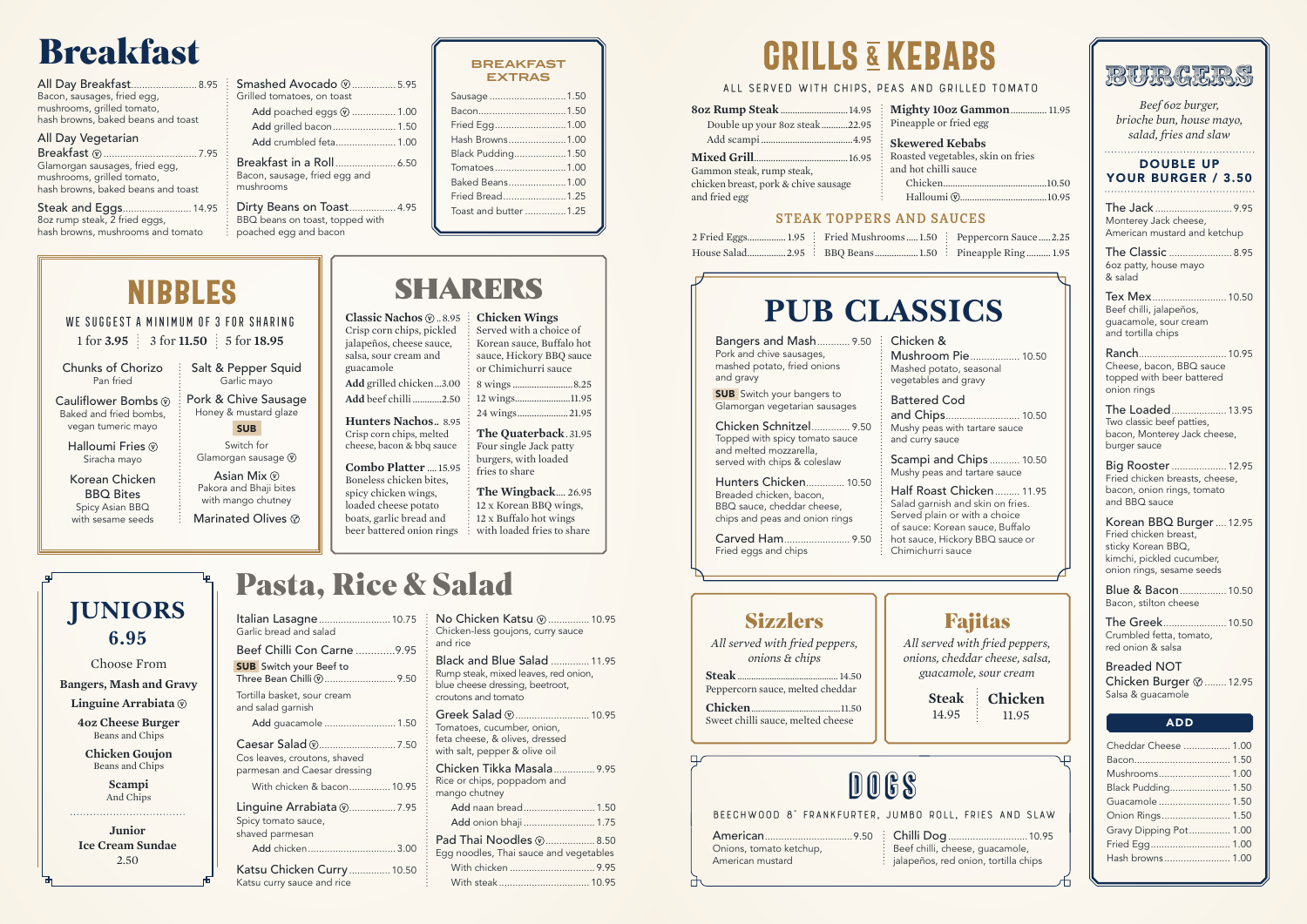# Breakfast

**All Day Breakfast** .... 8.95
Bacon, sausages, fried egg, mushrooms, grilled tomato, hash browns, baked beans and toast

**All Day Vegetarian Breakfast** ⓥ .... 7.95
Glamorgan sausages, fried egg, mushrooms, grilled tomato, hash browns, baked beans and toast

**Steak and Eggs** .... 14.95
8oz rump steak, 2 fried eggs, hash browns, mushrooms and tomato

**Smashed Avocado** ⓥ .... 5.95
Grilled tomatoes, on toast
- Add poached eggs ⓥ .... 1.00
- Add grilled bacon .... 1.50
- Add crumbled feta .... 1.00

**Breakfast in a Roll** .... 6.50
Bacon, sausage, fried egg and mushrooms

**Dirty Beans on Toast** .... 4.95
BBQ beans on toast, topped with poached egg and bacon

## Breakfast Extras

| | |
|---|---|
| Sausage | 1.50 |
| Bacon | 1.50 |
| Fried Egg | 1.00 |
| Hash Browns | 1.00 |
| Black Pudding | 1.50 |
| Tomatoes | 1.00 |
| Baked Beans | 1.00 |
| Fried Bread | 1.25 |
| Toast and butter | 1.25 |

# Nibbles

WE SUGGEST A MINIMUM OF 3 FOR SHARING

1 for **3.95** | 3 for **11.50** | 5 for **18.95**

- **Chunks of Chorizo** – Pan fried
- **Cauliflower Bombs** ⓥ – Baked and fried bombs, vegan tumeric mayo
- **Halloumi Fries** ⓥ – Siracha mayo
- **Korean Chicken BBQ Bites** – Spicy Asian BBQ with sesame seeds
- **Salt & Pepper Squid** – Garlic mayo
- **Pork & Chive Sausage** – Honey & mustard glaze
  - **SUB** Switch for Glamorgan sausage ⓥ
- **Asian Mix** ⓥ – Pakora and Bhaji bites with mango chutney
- **Marinated Olives** ⓥ

# Sharers

**Classic Nachos** ⓥ .. 8.95
Crisp corn chips, pickled jalapeños, cheese sauce, salsa, sour cream and guacamole
- Add grilled chicken .... 3.00
- Add beef chilli .... 2.50

**Hunters Nachos** .. 8.95
Crisp corn chips, melted cheese, bacon & bbq sauce

**Combo Platter** .... 15.95
Boneless chicken bites, spicy chicken wings, loaded cheese potato boats, garlic bread and beer battered onion rings

**Chicken Wings**
Served with a choice of Korean sauce, Buffalo hot sauce, Hickory BBQ sauce or Chimichurri sauce
- 8 wings .... 8.25
- 12 wings .... 11.95
- 24 wings .... 21.95

**The Quaterback** . 31.95
Four single Jack patty burgers, with loaded fries to share

**The Wingback** .... 26.95
12 x Korean BBQ wings, 12 x Buffalo hot wings with loaded fries to share

# Grills & Kebabs

ALL SERVED WITH CHIPS, PEAS AND GRILLED TOMATO

**8oz Rump Steak** .... 14.95
- Double up your 8oz steak .... 22.95
- Add scampi .... 4.95

**Mixed Grill** .... 16.95
Gammon steak, rump steak, chicken breast, pork & chive sausage and fried egg

**Mighty 10oz Gammon** .... 11.95
Pineapple or fried egg

**Skewered Kebabs**
Roasted vegetables, skin on fries and hot chilli sauce
- Chicken .... 10.50
- Halloumi ⓥ .... 10.95

## Steak Toppers and Sauces

| | |
|---|---|
| 2 Fried Eggs | 1.95 |
| House Salad | 2.95 |
| Fried Mushrooms | 1.50 |
| BBQ Beans | 1.50 |
| Peppercorn Sauce | 2.25 |
| Pineapple Ring | 1.95 |

# Pub Classics

**Bangers and Mash** .... 9.50
Pork and chive sausages, mashed potato, fried onions and gravy
- **SUB** Switch your bangers to Glamorgan vegetarian sausages

**Chicken Schnitzel** .... 9.50
Topped with spicy tomato sauce and melted mozzarella, served with chips & coleslaw

**Hunters Chicken** .... 10.50
Breaded chicken, bacon, BBQ sauce, cheddar cheese, chips and peas and onion rings

**Carved Ham** .... 9.50
Fried eggs and chips

**Chicken & Mushroom Pie** .... 10.50
Mashed potato, seasonal vegetables and gravy

**Battered Cod and Chips** .... 10.50
Mushy peas with tartare sauce and curry sauce

**Scampi and Chips** .... 10.50
Mushy peas and tartare sauce

**Half Roast Chicken** .... 11.95
Salad garnish and skin on fries. Served plain or with a choice of sauce: Korean sauce, Buffalo hot sauce, Hickory BBQ sauce or Chimichurri sauce

# Sizzlers

*All served with fried peppers, onions & chips*

**Steak** .... 14.50
Peppercorn sauce, melted cheddar

**Chicken** .... 11.50
Sweet chilli sauce, melted cheese

# Fajitas

*All served with fried peppers, onions, cheddar cheese, salsa, guacamole, sour cream*

**Steak** 14.95 | **Chicken** 11.95

# Burgers

*Beef 6oz burger, brioche bun, house mayo, salad, fries and slaw*

**DOUBLE UP YOUR BURGER / 3.50**

**The Jack** .... 9.95
Monterey Jack cheese, American mustard and ketchup

**The Classic** .... 8.95
6oz patty, house mayo & salad

**Tex Mex** .... 10.50
Beef chilli, jalapeños, guacamole, sour cream and tortilla chips

**Ranch** .... 10.95
Cheese, bacon, BBQ sauce topped with beer battered onion rings

**The Loaded** .... 13.95
Two classic beef patties, bacon, Monterey Jack cheese, burger sauce

**Big Rooster** .... 12.95
Fried chicken breasts, cheese, bacon, onion rings, tomato and BBQ sauce

**Korean BBQ Burger** .... 12.95
Fried chicken breast, sticky Korean BBQ, kimchi, pickled cucumber, onion rings, sesame seeds

**Blue & Bacon** .... 10.50
Bacon, stilton cheese

**The Greek** .... 10.50
Crumbled fetta, tomato, red onion & salsa

**Breaded NOT Chicken Burger** ⓥ .... 12.95
Salsa & guacamole

## Add

| | |
|---|---|
| Cheddar Cheese | 1.00 |
| Bacon | 1.50 |
| Mushrooms | 1.00 |
| Black Pudding | 1.50 |
| Guacamole | 1.50 |
| Onion Rings | 1.50 |
| Gravy Dipping Pot | 1.00 |
| Fried Egg | 1.00 |
| Hash browns | 1.00 |

# Juniors

**6.95**

Choose From

- **Bangers, Mash and Gravy**
- **Linguine Arrabiata** ⓥ
- **4oz Cheese Burger** – Beans and Chips
- **Chicken Goujon** – Beans and Chips
- **Scampi** – And Chips

**Junior Ice Cream Sundae** 2.50

# Pasta, Rice & Salad

**Italian Lasagne** .... 10.75
Garlic bread and salad

**Beef Chilli Con Carne** .... 9.95
- **SUB** Switch your Beef to Three Bean Chilli ⓥ .... 9.50

Tortilla basket, sour cream and salad garnish
- Add guacamole .... 1.50

**Caesar Salad** ⓥ .... 7.50
Cos leaves, croutons, shaved parmesan and Caesar dressing
- With chicken & bacon .... 10.95

**Linguine Arrabiata** ⓥ .... 7.95
Spicy tomato sauce, shaved parmesan
- Add chicken .... 3.00

**Katsu Chicken Curry** .... 10.50
Katsu curry sauce and rice

**No Chicken Katsu** ⓥ .... 10.95
Chicken-less goujons, curry sauce and rice

**Black and Blue Salad** .... 11.95
Rump steak, mixed leaves, red onion, blue cheese dressing, beetroot, croutons and tomato

**Greek Salad** ⓥ .... 10.95
Tomatoes, cucumber, onion, feta cheese, & olives, dressed with salt, pepper & olive oil

**Chicken Tikka Masala** .... 9.95
Rice or chips, poppadom and mango chutney
- Add naan bread .... 1.50
- Add onion bhaji .... 1.75

**Pad Thai Noodles** ⓥ .... 8.50
Egg noodles, Thai sauce and vegetables
- With chicken .... 9.95
- With steak .... 10.95

# Dogs

BEECHWOOD 8" FRANKFURTER, JUMBO ROLL, FRIES AND SLAW

**American** .... 9.50
Onions, tomato ketchup, American mustard

**Chilli Dog** .... 10.95
Beef chilli, cheese, guacamole, jalapeños, red onion, tortilla chips